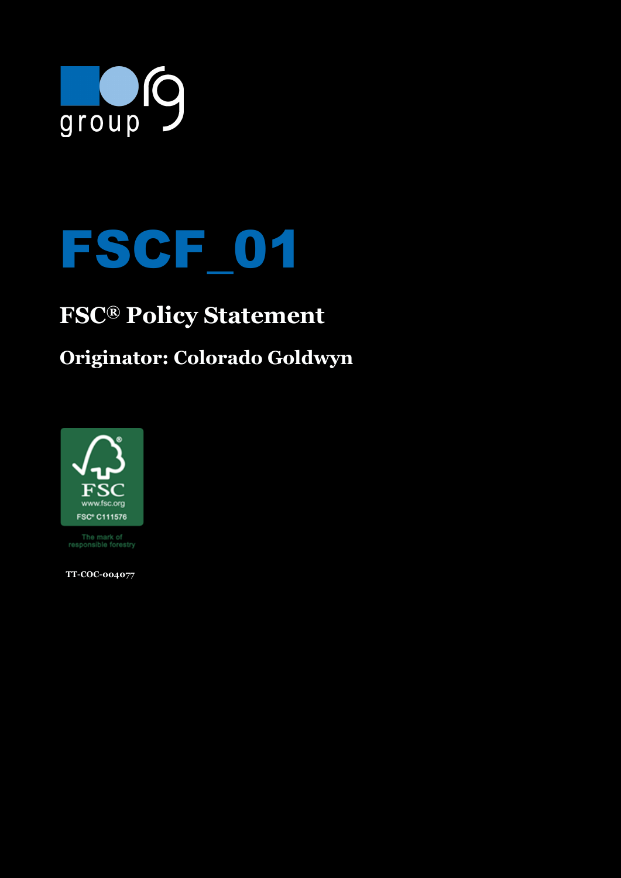# FSCF_01

## FSC® Policy Statement

### Originator: Colorado Goldwyn

FSC
www.fsc.org
FSC® C111576

The mark of responsible forestry

TT-COC-004077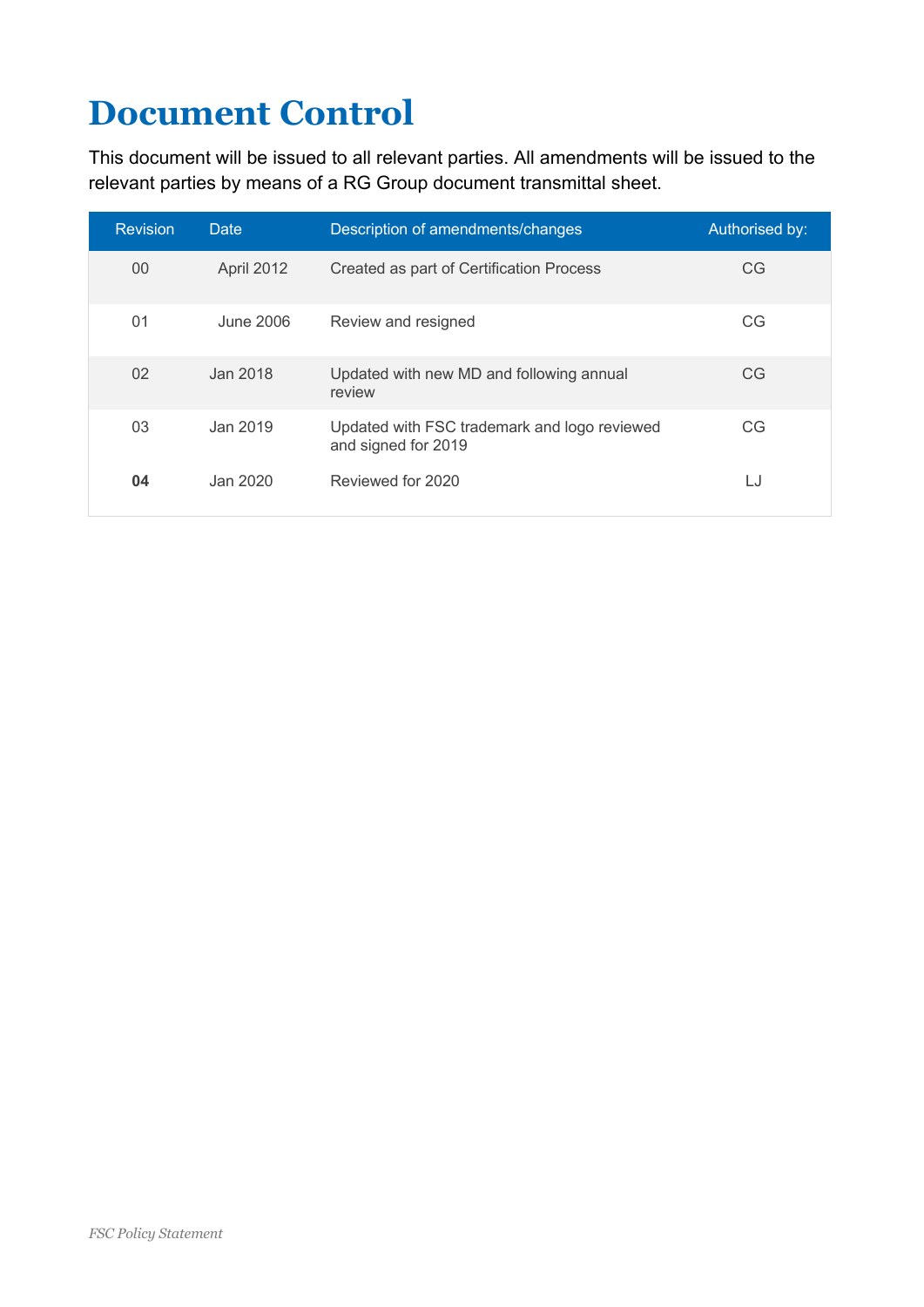# Document Control

This document will be issued to all relevant parties. All amendments will be issued to the relevant parties by means of a RG Group document transmittal sheet.

| Revision | Date | Description of amendments/changes | Authorised by: |
|---|---|---|---|
| 00 | April 2012 | Created as part of Certification Process | CG |
| 01 | June 2006 | Review and resigned | CG |
| 02 | Jan 2018 | Updated with new MD and following annual review | CG |
| 03 | Jan 2019 | Updated with FSC trademark and logo reviewed and signed for 2019 | CG |
| **04** | Jan 2020 | Reviewed for 2020 | LJ |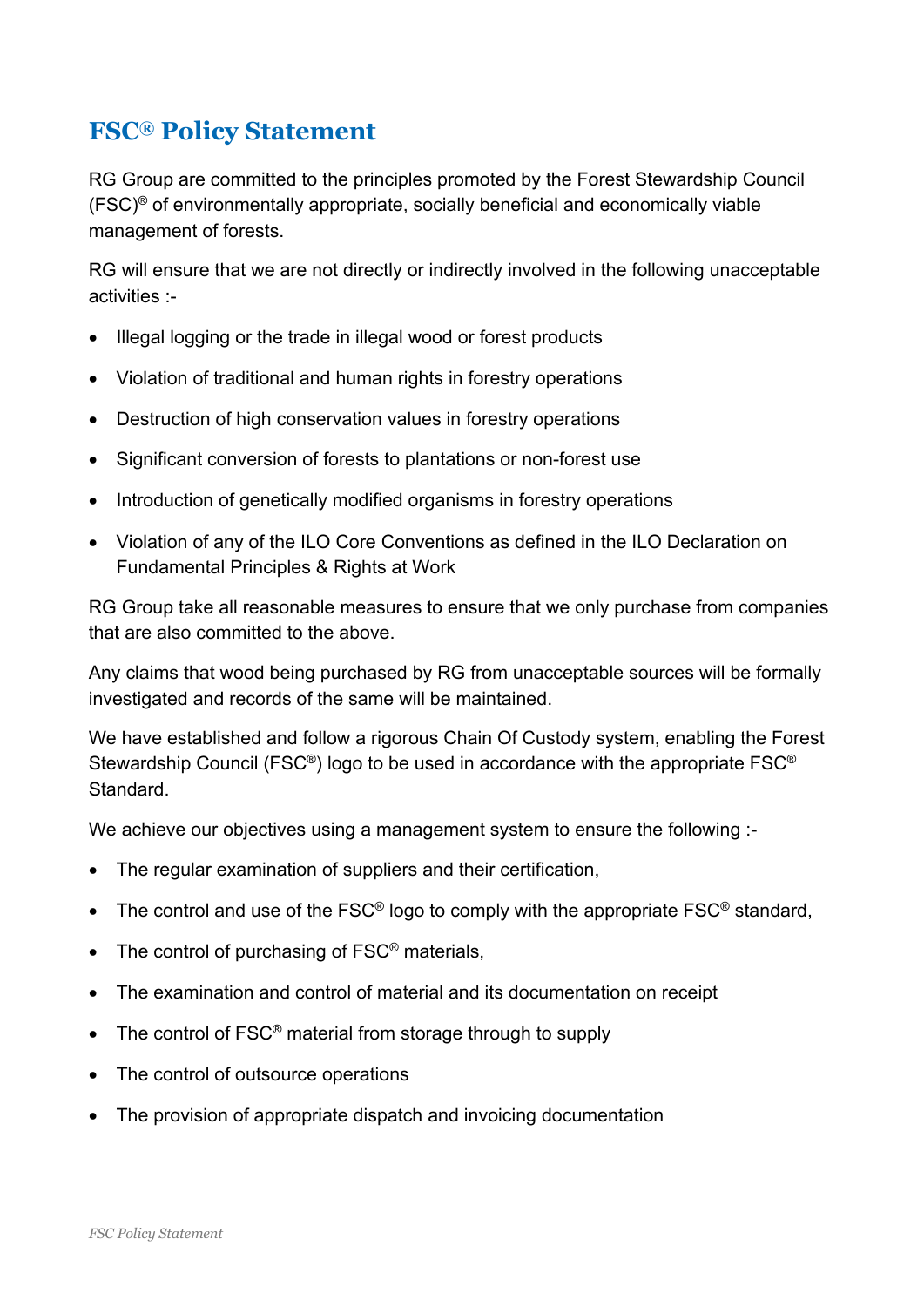# FSC® Policy Statement

RG Group are committed to the principles promoted by the Forest Stewardship Council (FSC)® of environmentally appropriate, socially beneficial and economically viable management of forests.

RG will ensure that we are not directly or indirectly involved in the following unacceptable activities :-

- Illegal logging or the trade in illegal wood or forest products
- Violation of traditional and human rights in forestry operations
- Destruction of high conservation values in forestry operations
- Significant conversion of forests to plantations or non-forest use
- Introduction of genetically modified organisms in forestry operations
- Violation of any of the ILO Core Conventions as defined in the ILO Declaration on Fundamental Principles & Rights at Work

RG Group take all reasonable measures to ensure that we only purchase from companies that are also committed to the above.

Any claims that wood being purchased by RG from unacceptable sources will be formally investigated and records of the same will be maintained.

We have established and follow a rigorous Chain Of Custody system, enabling the Forest Stewardship Council (FSC®) logo to be used in accordance with the appropriate FSC® Standard.

We achieve our objectives using a management system to ensure the following :-

- The regular examination of suppliers and their certification,
- The control and use of the FSC® logo to comply with the appropriate FSC® standard,
- The control of purchasing of FSC® materials,
- The examination and control of material and its documentation on receipt
- The control of FSC® material from storage through to supply
- The control of outsource operations
- The provision of appropriate dispatch and invoicing documentation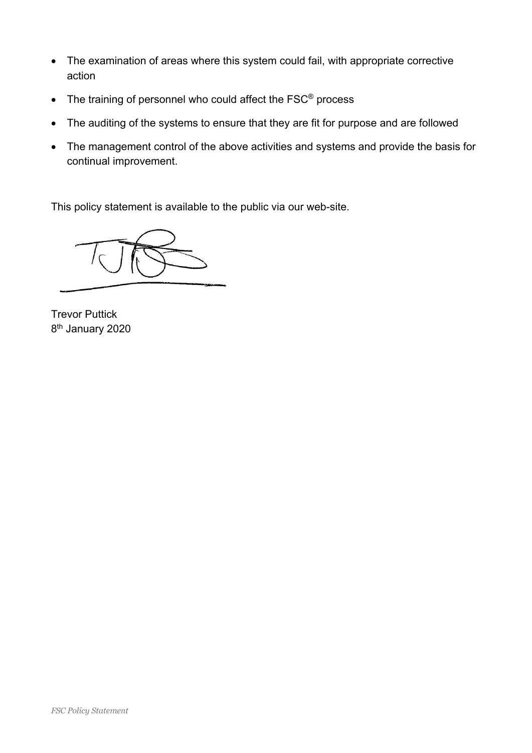- The examination of areas where this system could fail, with appropriate corrective action
- The training of personnel who could affect the FSC® process
- The auditing of the systems to ensure that they are fit for purpose and are followed
- The management control of the above activities and systems and provide the basis for continual improvement.

This policy statement is available to the public via our web-site.

Trevor Puttick
8th January 2020